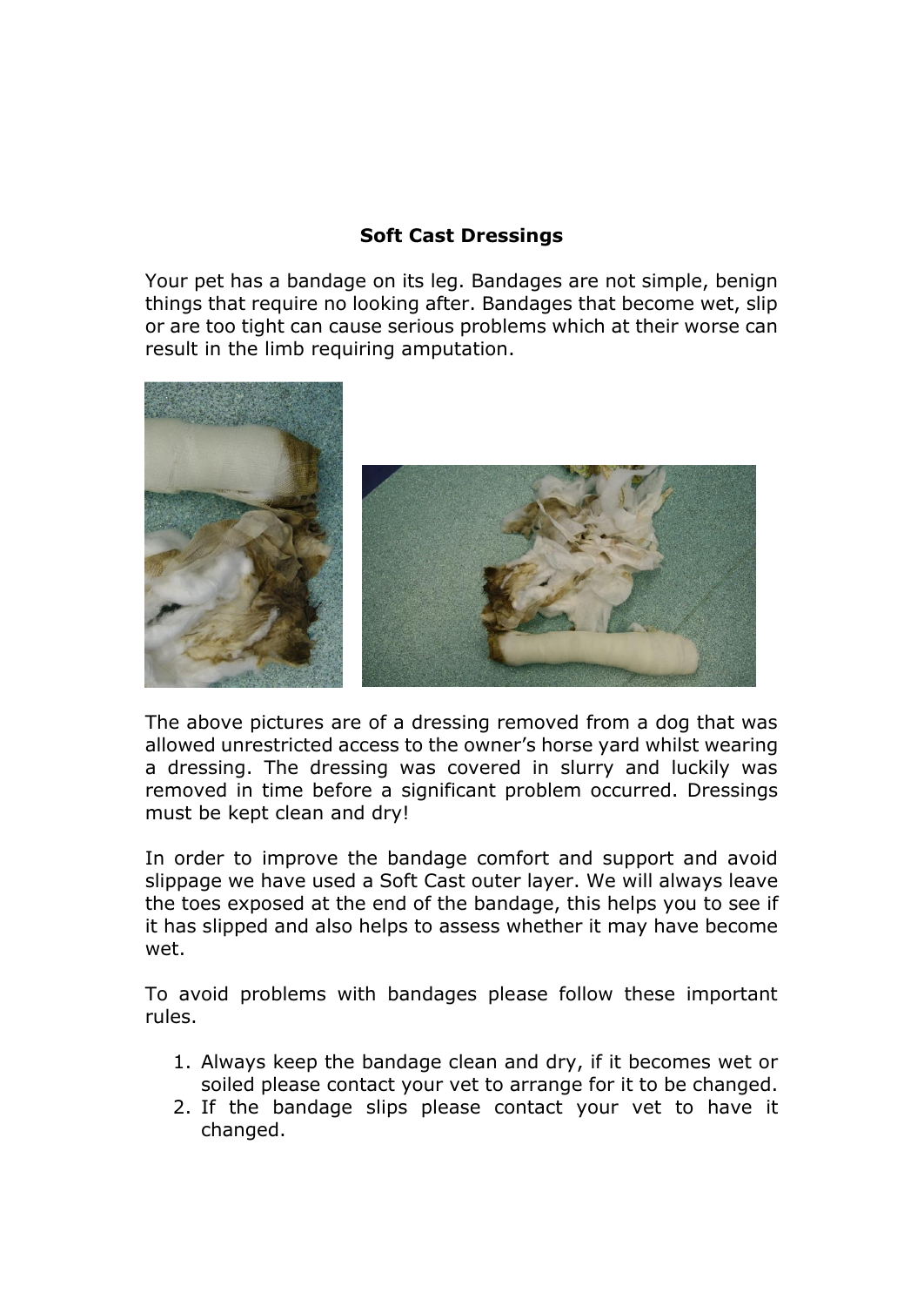# Soft Cast Dressings

Your pet has a bandage on its leg. Bandages are not simple, benign things that require no looking after. Bandages that become wet, slip or are too tight can cause serious problems which at their worse can result in the limb requiring amputation.

The above pictures are of a dressing removed from a dog that was allowed unrestricted access to the owner's horse yard whilst wearing a dressing. The dressing was covered in slurry and luckily was removed in time before a significant problem occurred. Dressings must be kept clean and dry!

In order to improve the bandage comfort and support and avoid slippage we have used a Soft Cast outer layer. We will always leave the toes exposed at the end of the bandage, this helps you to see if it has slipped and also helps to assess whether it may have become wet.

To avoid problems with bandages please follow these important rules.

1. Always keep the bandage clean and dry, if it becomes wet or soiled please contact your vet to arrange for it to be changed.
2. If the bandage slips please contact your vet to have it changed.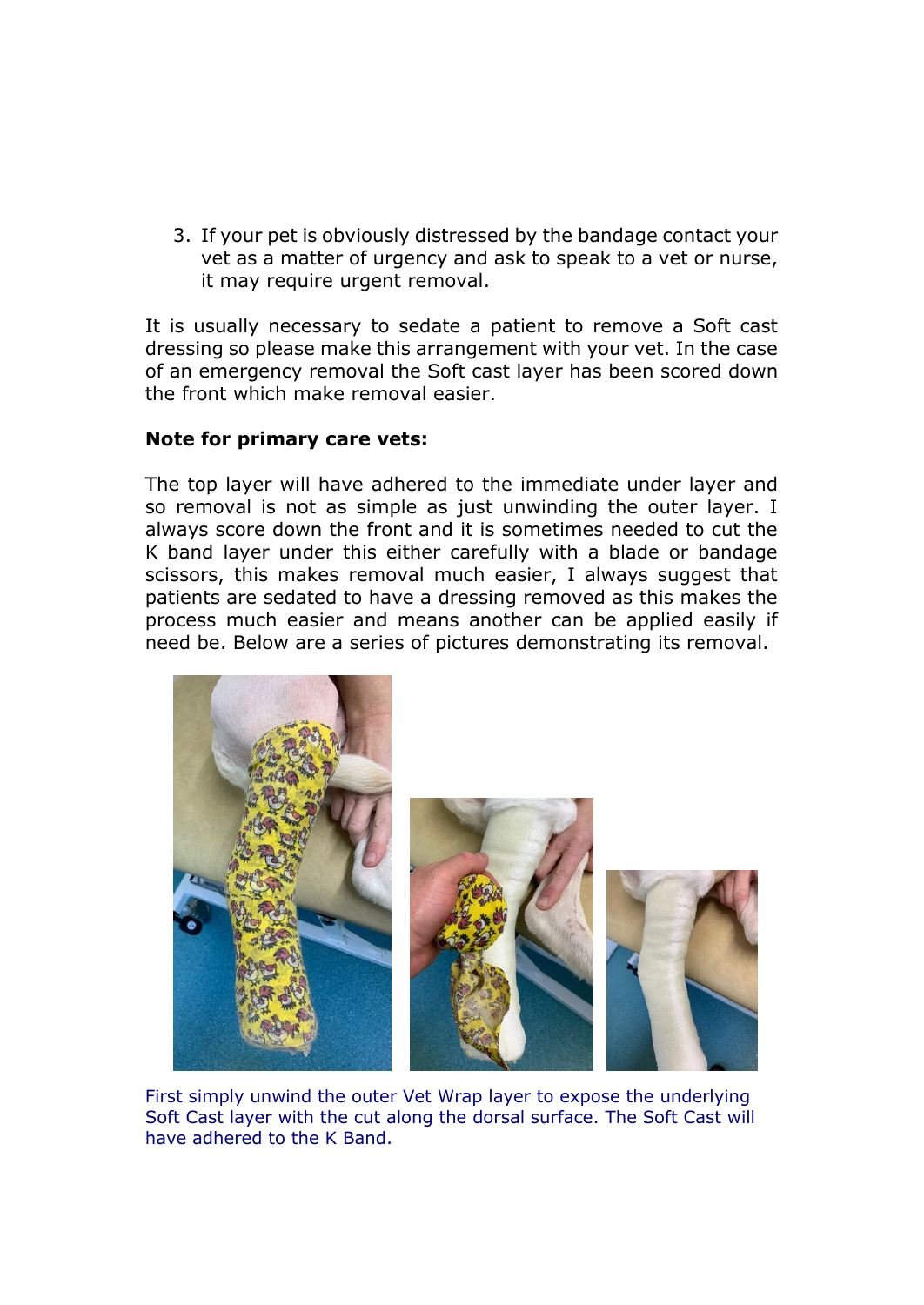3. If your pet is obviously distressed by the bandage contact your vet as a matter of urgency and ask to speak to a vet or nurse, it may require urgent removal.

It is usually necessary to sedate a patient to remove a Soft cast dressing so please make this arrangement with your vet. In the case of an emergency removal the Soft cast layer has been scored down the front which make removal easier.

**Note for primary care vets:**

The top layer will have adhered to the immediate under layer and so removal is not as simple as just unwinding the outer layer. I always score down the front and it is sometimes needed to cut the K band layer under this either carefully with a blade or bandage scissors, this makes removal much easier, I always suggest that patients are sedated to have a dressing removed as this makes the process much easier and means another can be applied easily if need be. Below are a series of pictures demonstrating its removal.

First simply unwind the outer Vet Wrap layer to expose the underlying Soft Cast layer with the cut along the dorsal surface. The Soft Cast will have adhered to the K Band.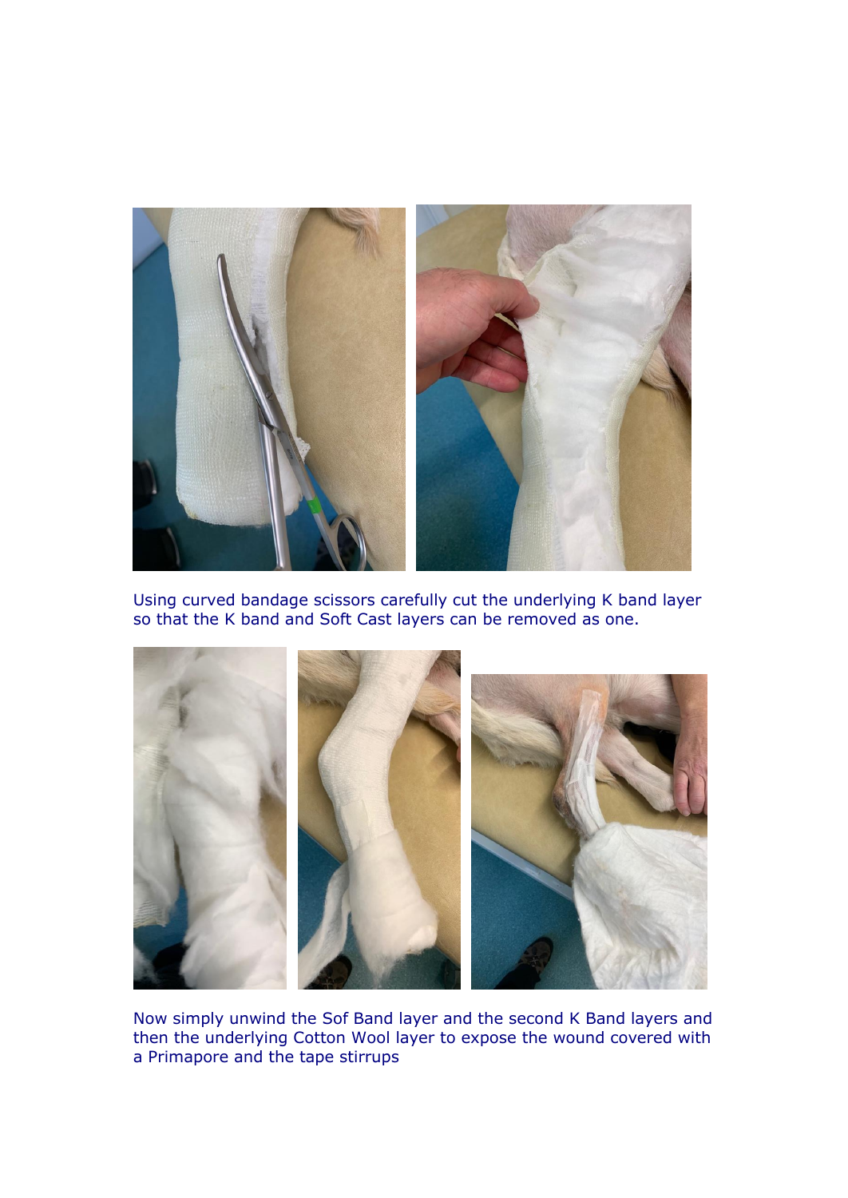Using curved bandage scissors carefully cut the underlying K band layer so that the K band and Soft Cast layers can be removed as one.

Now simply unwind the Sof Band layer and the second K Band layers and then the underlying Cotton Wool layer to expose the wound covered with a Primapore and the tape stirrups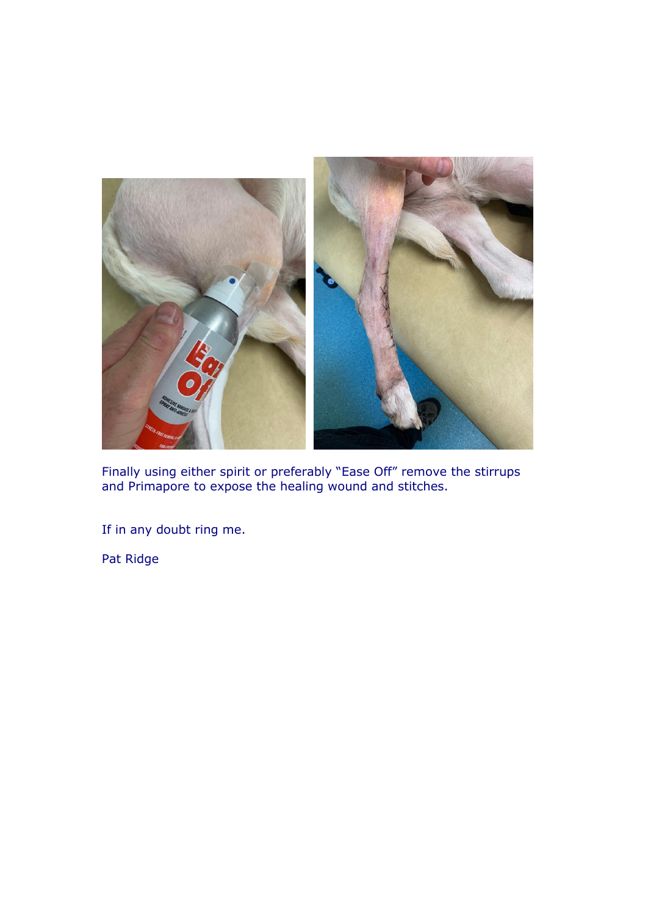Finally using either spirit or preferably “Ease Off” remove the stirrups and Primapore to expose the healing wound and stitches.

If in any doubt ring me.

Pat Ridge